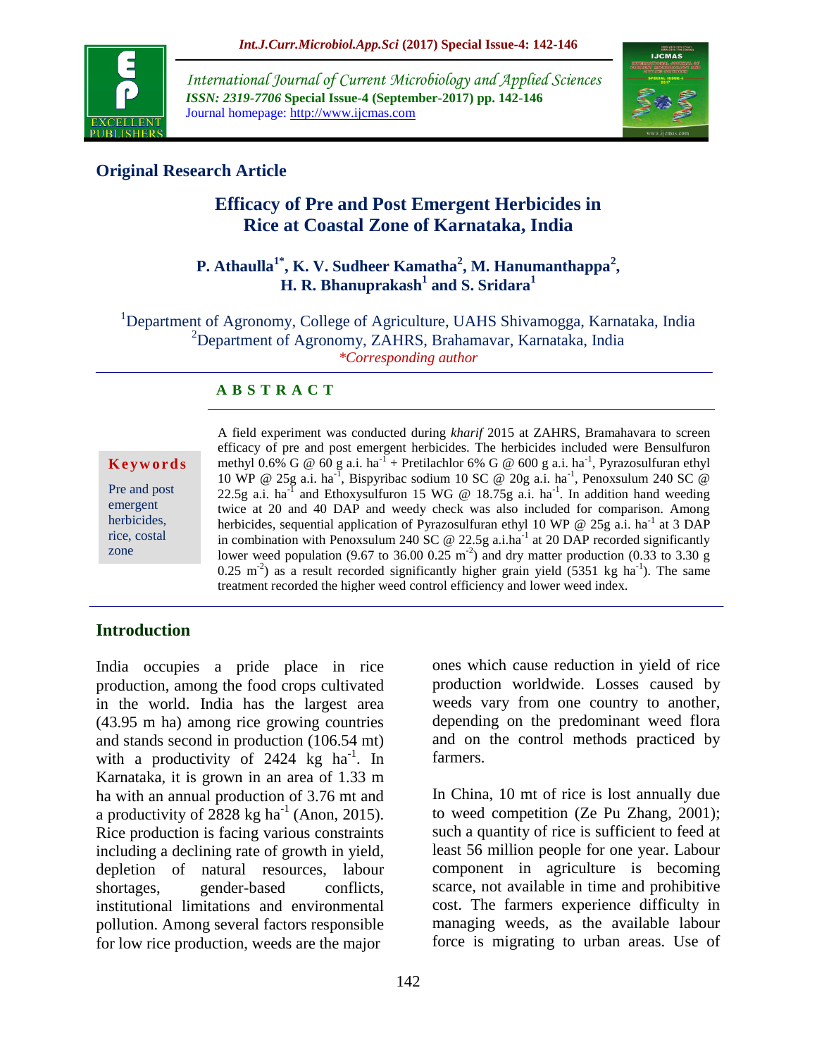**Original Research Article**

# Efficacy of Pre and Post Emergent Herbicides in Rice at Coastal Zone of Karnataka, India

**P. Athaulla[1*], K. V. Sudheer Kamatha[2], M. Hanumanthappa[2], H. R. Bhanuprakash[1] and S. Sridara[1]**

[1]Department of Agronomy, College of Agriculture, UAHS Shivamogga, Karnataka, India
[2]Department of Agronomy, ZAHRS, Brahamavar, Karnataka, India
*Corresponding author

## ABSTRACT

**Keywords**

Pre and post emergent herbicides, rice, costal zone

A field experiment was conducted during *kharif* 2015 at ZAHRS, Bramahavara to screen efficacy of pre and post emergent herbicides. The herbicides included were Bensulfuron methyl 0.6% G @ 60 g a.i. $ha^{-1}$ + Pretilachlor 6% G @ 600 g a.i. $ha^{-1}$, Pyrazosulfuran ethyl 10 WP @ 25g a.i. $ha^{-1}$, Bispyribac sodium 10 SC @ 20g a.i. $ha^{-1}$, Penoxsulum 240 SC @ 22.5g a.i. $ha^{-1}$ and Ethoxysulfuron 15 WG @ 18.75g a.i. $ha^{-1}$. In addition hand weeding twice at 20 and 40 DAP and weedy check was also included for comparison. Among herbicides, sequential application of Pyrazosulfuran ethyl 10 WP @ 25g a.i. $ha^{-1}$ at 3 DAP in combination with Penoxsulum 240 SC @ 22.5g a.i.$ha^{-1}$ at 20 DAP recorded significantly lower weed population (9.67 to 36.00 0.25 $m^{-2}$) and dry matter production (0.33 to 3.30 g 0.25 $m^{-2}$) as a result recorded significantly higher grain yield (5351 kg $ha^{-1}$). The same treatment recorded the higher weed control efficiency and lower weed index.

## Introduction

India occupies a pride place in rice production, among the food crops cultivated in the world. India has the largest area (43.95 m ha) among rice growing countries and stands second in production (106.54 mt) with a productivity of 2424 kg $ha^{-1}$. In Karnataka, it is grown in an area of 1.33 m ha with an annual production of 3.76 mt and a productivity of 2828 kg $ha^{-1}$ (Anon, 2015). Rice production is facing various constraints including a declining rate of growth in yield, depletion of natural resources, labour shortages, gender-based conflicts, institutional limitations and environmental pollution. Among several factors responsible for low rice production, weeds are the major ones which cause reduction in yield of rice production worldwide. Losses caused by weeds vary from one country to another, depending on the predominant weed flora and on the control methods practiced by farmers.

In China, 10 mt of rice is lost annually due to weed competition (Ze Pu Zhang, 2001); such a quantity of rice is sufficient to feed at least 56 million people for one year. Labour component in agriculture is becoming scarce, not available in time and prohibitive cost. The farmers experience difficulty in managing weeds, as the available labour force is migrating to urban areas. Use of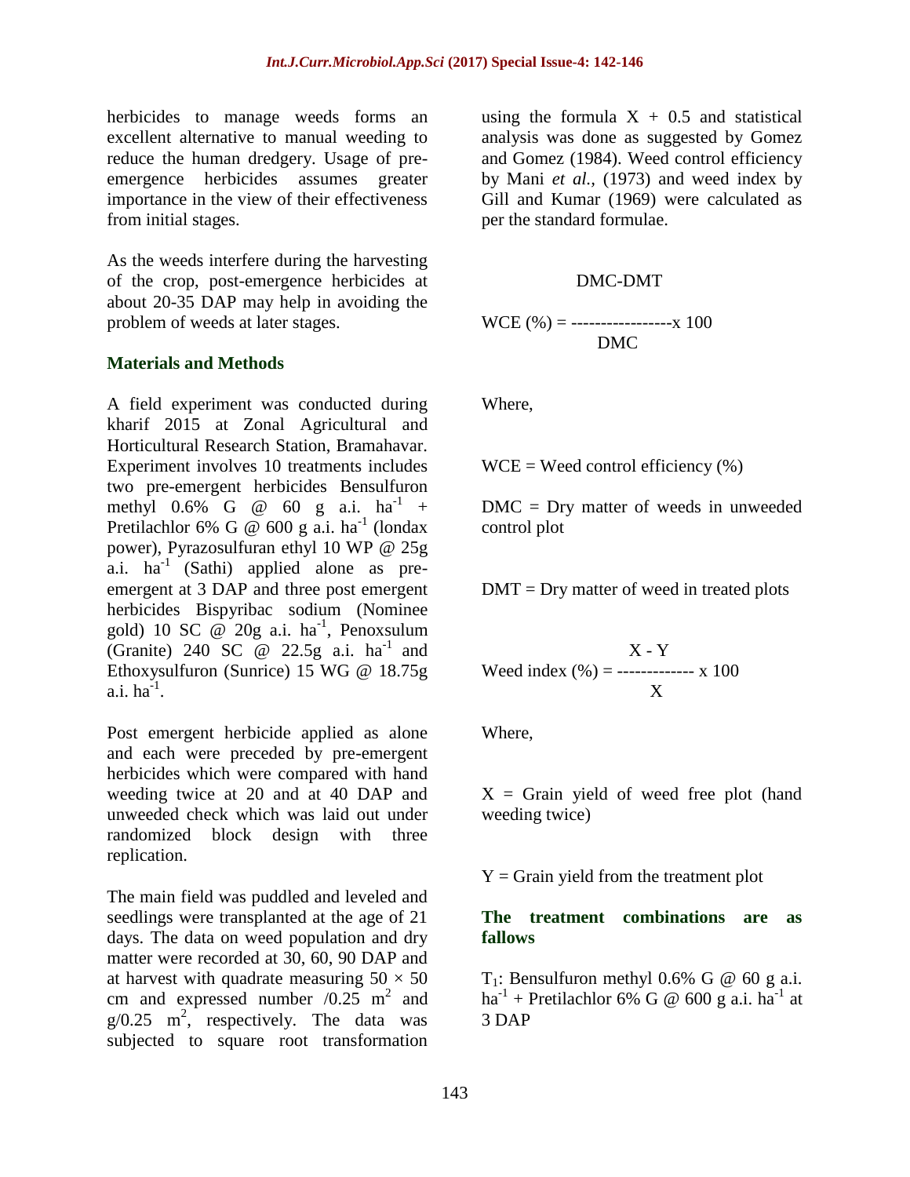herbicides to manage weeds forms an excellent alternative to manual weeding to reduce the human dredgery. Usage of pre-emergence herbicides assumes greater importance in the view of their effectiveness from initial stages.

As the weeds interfere during the harvesting of the crop, post-emergence herbicides at about 20-35 DAP may help in avoiding the problem of weeds at later stages.

## Materials and Methods

A field experiment was conducted during kharif 2015 at Zonal Agricultural and Horticultural Research Station, Bramahavar. Experiment involves 10 treatments includes two pre-emergent herbicides Bensulfuron methyl 0.6% G @ 60 g a.i. ha$^{-1}$ + Pretilachlor 6% G @ 600 g a.i. ha$^{-1}$ (londax power), Pyrazosulfuran ethyl 10 WP @ 25g a.i. ha$^{-1}$ (Sathi) applied alone as pre-emergent at 3 DAP and three post emergent herbicides Bispyribac sodium (Nominee gold) 10 SC @ 20g a.i. ha$^{-1}$, Penoxsulum (Granite) 240 SC @ 22.5g a.i. ha$^{-1}$ and Ethoxysulfuron (Sunrice) 15 WG @ 18.75g a.i. ha$^{-1}$.

Post emergent herbicide applied as alone and each were preceded by pre-emergent herbicides which were compared with hand weeding twice at 20 and at 40 DAP and unweeded check which was laid out under randomized block design with three replication.

The main field was puddled and leveled and seedlings were transplanted at the age of 21 days. The data on weed population and dry matter were recorded at 30, 60, 90 DAP and at harvest with quadrate measuring 50 × 50 cm and expressed number /0.25 m$^2$ and g/0.25 m$^2$, respectively. The data was subjected to square root transformation using the formula X + 0.5 and statistical analysis was done as suggested by Gomez and Gomez (1984). Weed control efficiency by Mani *et al.,* (1973) and weed index by Gill and Kumar (1969) were calculated as per the standard formulae.

$$\text{WCE (\%)} = \frac{\text{DMC-DMT}}{\text{DMC}} \times 100$$

Where,

WCE = Weed control efficiency (%)

DMC = Dry matter of weeds in unweeded control plot

DMT = Dry matter of weed in treated plots

$$\text{Weed index (\%)} = \frac{X - Y}{X} \times 100$$

Where,

X = Grain yield of weed free plot (hand weeding twice)

Y = Grain yield from the treatment plot

### The treatment combinations are as fallows

$T_1$: Bensulfuron methyl 0.6% G @ 60 g a.i. ha$^{-1}$ + Pretilachlor 6% G @ 600 g a.i. ha$^{-1}$ at 3 DAP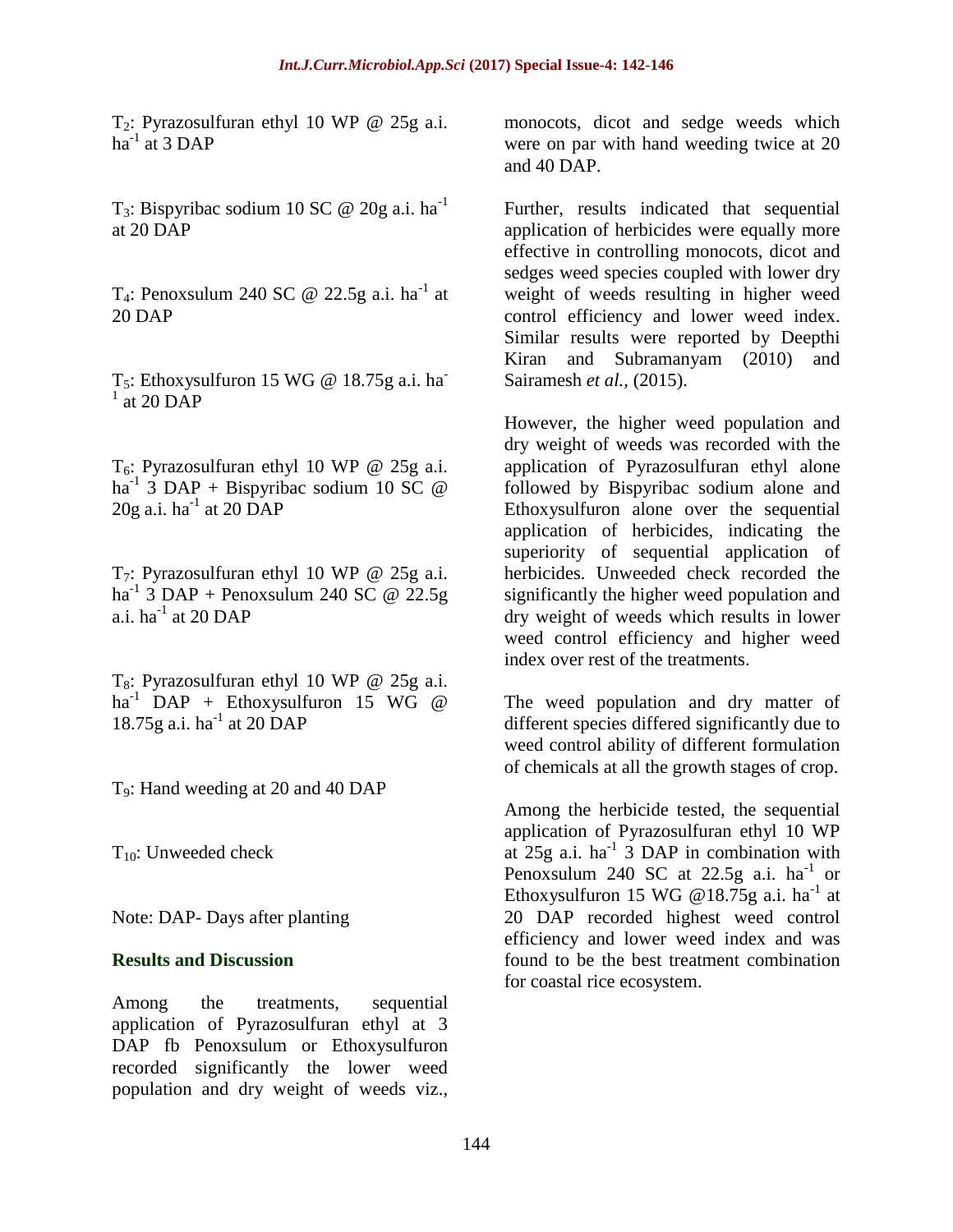$T_2$: Pyrazosulfuran ethyl 10 WP @ 25g a.i. $ha^{-1}$ at 3 DAP

$T_3$: Bispyribac sodium 10 SC @ 20g a.i. $ha^{-1}$ at 20 DAP

$T_4$: Penoxsulum 240 SC @ 22.5g a.i. $ha^{-1}$ at 20 DAP

$T_5$: Ethoxysulfuron 15 WG @ 18.75g a.i. $ha^{-1}$ at 20 DAP

$T_6$: Pyrazosulfuran ethyl 10 WP @ 25g a.i. $ha^{-1}$ 3 DAP + Bispyribac sodium 10 SC @ 20g a.i. $ha^{-1}$ at 20 DAP

$T_7$: Pyrazosulfuran ethyl 10 WP @ 25g a.i. $ha^{-1}$ 3 DAP + Penoxsulum 240 SC @ 22.5g a.i. $ha^{-1}$ at 20 DAP

$T_8$: Pyrazosulfuran ethyl 10 WP @ 25g a.i. $ha^{-1}$ DAP + Ethoxysulfuron 15 WG @ 18.75g a.i. $ha^{-1}$ at 20 DAP

$T_9$: Hand weeding at 20 and 40 DAP

$T_{10}$: Unweeded check

Note: DAP- Days after planting

## Results and Discussion

Among the treatments, sequential application of Pyrazosulfuran ethyl at 3 DAP fb Penoxsulum or Ethoxysulfuron recorded significantly the lower weed population and dry weight of weeds viz., monocots, dicot and sedge weeds which were on par with hand weeding twice at 20 and 40 DAP.

Further, results indicated that sequential application of herbicides were equally more effective in controlling monocots, dicot and sedges weed species coupled with lower dry weight of weeds resulting in higher weed control efficiency and lower weed index. Similar results were reported by Deepthi Kiran and Subramanyam (2010) and Sairamesh *et al.*, (2015).

However, the higher weed population and dry weight of weeds was recorded with the application of Pyrazosulfuran ethyl alone followed by Bispyribac sodium alone and Ethoxysulfuron alone over the sequential application of herbicides, indicating the superiority of sequential application of herbicides. Unweeded check recorded the significantly the higher weed population and dry weight of weeds which results in lower weed control efficiency and higher weed index over rest of the treatments.

The weed population and dry matter of different species differed significantly due to weed control ability of different formulation of chemicals at all the growth stages of crop.

Among the herbicide tested, the sequential application of Pyrazosulfuran ethyl 10 WP at 25g a.i. $ha^{-1}$ 3 DAP in combination with Penoxsulum 240 SC at 22.5g a.i. $ha^{-1}$ or Ethoxysulfuron 15 WG @18.75g a.i. $ha^{-1}$ at 20 DAP recorded highest weed control efficiency and lower weed index and was found to be the best treatment combination for coastal rice ecosystem.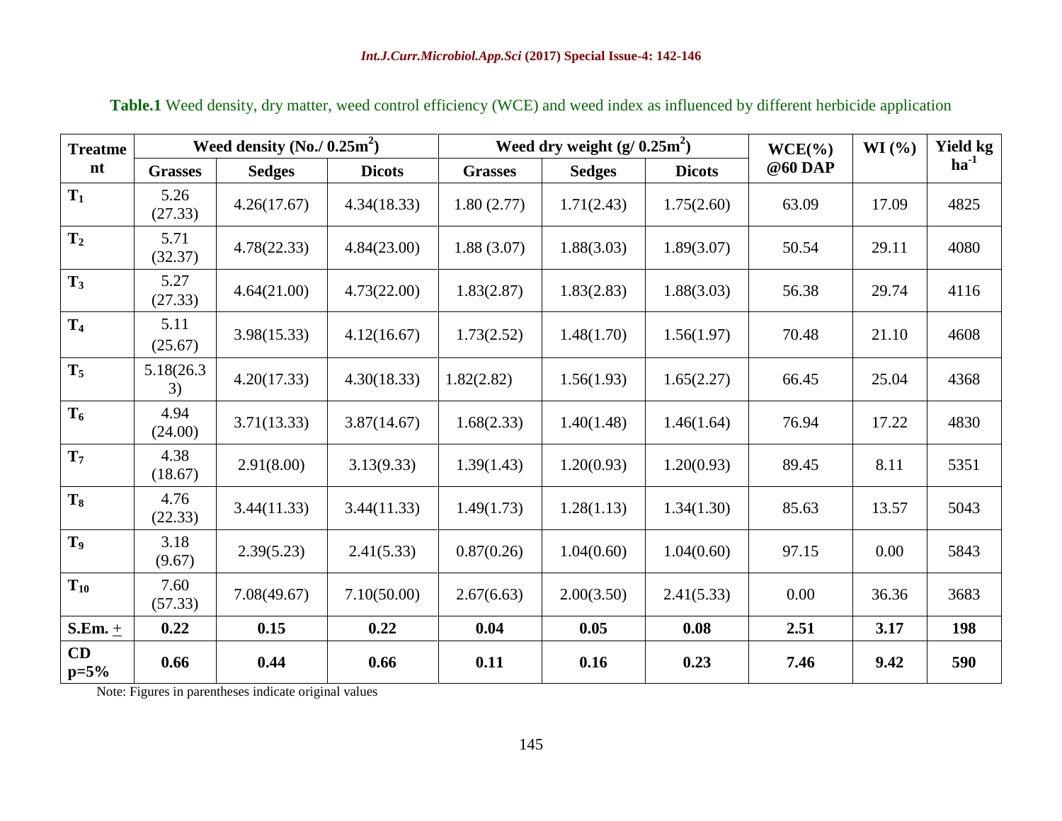**Table.1** Weed density, dry matter, weed control efficiency (WCE) and weed index as influenced by different herbicide application

| Treatment | Weed density (No./ 0.25m$^2$) | | | Weed dry weight (g/ 0.25m$^2$) | | | WCE(%) @60 DAP | WI (%) | Yield kg ha$^{-1}$ |
|---|---|---|---|---|---|---|---|---|---|
| | Grasses | Sedges | Dicots | Grasses | Sedges | Dicots | | | |
| $T_1$ | 5.26 (27.33) | 4.26(17.67) | 4.34(18.33) | 1.80 (2.77) | 1.71(2.43) | 1.75(2.60) | 63.09 | 17.09 | 4825 |
| $T_2$ | 5.71 (32.37) | 4.78(22.33) | 4.84(23.00) | 1.88 (3.07) | 1.88(3.03) | 1.89(3.07) | 50.54 | 29.11 | 4080 |
| $T_3$ | 5.27 (27.33) | 4.64(21.00) | 4.73(22.00) | 1.83(2.87) | 1.83(2.83) | 1.88(3.03) | 56.38 | 29.74 | 4116 |
| $T_4$ | 5.11 (25.67) | 3.98(15.33) | 4.12(16.67) | 1.73(2.52) | 1.48(1.70) | 1.56(1.97) | 70.48 | 21.10 | 4608 |
| $T_5$ | 5.18(26.33) | 4.20(17.33) | 4.30(18.33) | 1.82(2.82) | 1.56(1.93) | 1.65(2.27) | 66.45 | 25.04 | 4368 |
| $T_6$ | 4.94 (24.00) | 3.71(13.33) | 3.87(14.67) | 1.68(2.33) | 1.40(1.48) | 1.46(1.64) | 76.94 | 17.22 | 4830 |
| $T_7$ | 4.38 (18.67) | 2.91(8.00) | 3.13(9.33) | 1.39(1.43) | 1.20(0.93) | 1.20(0.93) | 89.45 | 8.11 | 5351 |
| $T_8$ | 4.76 (22.33) | 3.44(11.33) | 3.44(11.33) | 1.49(1.73) | 1.28(1.13) | 1.34(1.30) | 85.63 | 13.57 | 5043 |
| $T_9$ | 3.18 (9.67) | 2.39(5.23) | 2.41(5.33) | 0.87(0.26) | 1.04(0.60) | 1.04(0.60) | 97.15 | 0.00 | 5843 |
| $T_{10}$ | 7.60 (57.33) | 7.08(49.67) | 7.10(50.00) | 2.67(6.63) | 2.00(3.50) | 2.41(5.33) | 0.00 | 36.36 | 3683 |
| **S.Em. ±** | **0.22** | **0.15** | **0.22** | **0.04** | **0.05** | **0.08** | **2.51** | **3.17** | **198** |
| **CD p=5%** | **0.66** | **0.44** | **0.66** | **0.11** | **0.16** | **0.23** | **7.46** | **9.42** | **590** |

Note: Figures in parentheses indicate original values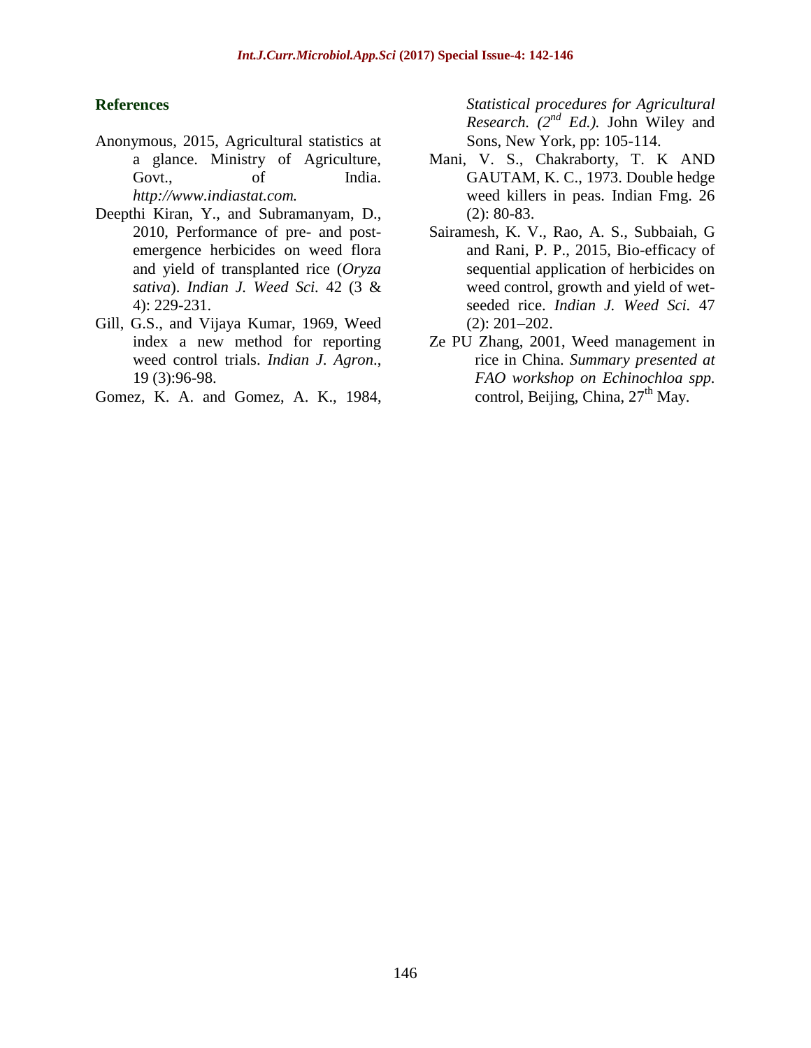## References

Anonymous, 2015, Agricultural statistics at a glance. Ministry of Agriculture, Govt., of India. *http://www.indiastat.com.*

Deepthi Kiran, Y., and Subramanyam, D., 2010, Performance of pre- and post-emergence herbicides on weed flora and yield of transplanted rice (*Oryza sativa*). *Indian J. Weed Sci.* 42 (3 & 4): 229-231.

Gill, G.S., and Vijaya Kumar, 1969, Weed index a new method for reporting weed control trials. *Indian J. Agron*., 19 (3):96-98.

Gomez, K. A. and Gomez, A. K., 1984, *Statistical procedures for Agricultural Research. (2$^{nd}$ Ed.).* John Wiley and Sons, New York, pp: 105-114.

Mani, V. S., Chakraborty, T. K AND GAUTAM, K. C., 1973. Double hedge weed killers in peas. Indian Fmg. 26 (2): 80-83.

Sairamesh, K. V., Rao, A. S., Subbaiah, G and Rani, P. P., 2015, Bio-efficacy of sequential application of herbicides on weed control, growth and yield of wet-seeded rice. *Indian J. Weed Sci.* 47 (2): 201–202.

Ze PU Zhang, 2001, Weed management in rice in China. *Summary presented at FAO workshop on Echinochloa spp.* control, Beijing, China, 27$^{th}$ May.